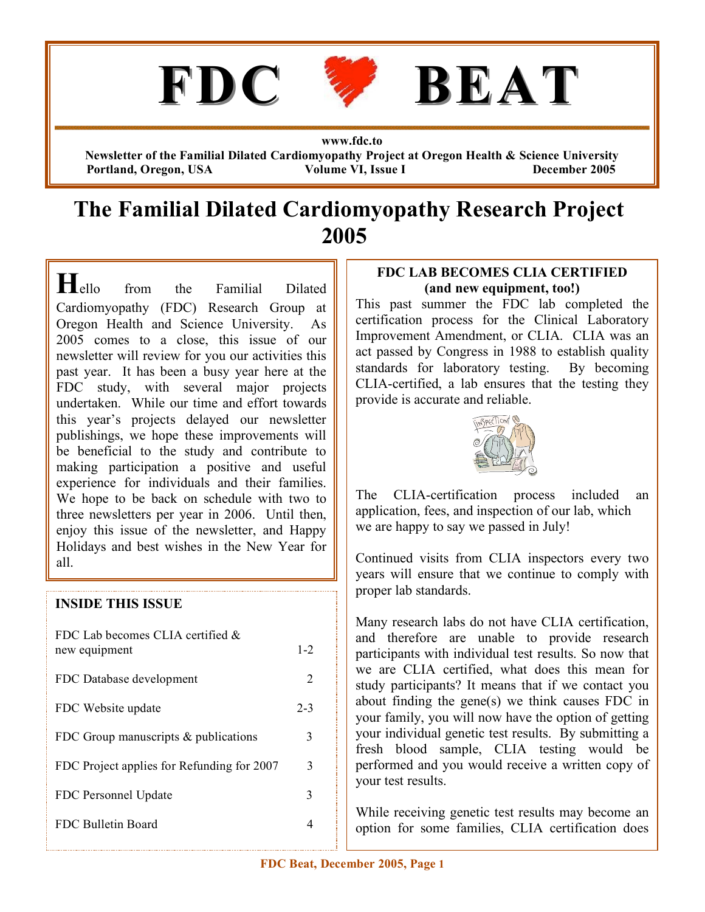# FDC BEAT

**www.fdc.to**
**Newsletter of the Familial Dilated Cardiomyopathy Project at Oregon Health & Science University**
**Portland, Oregon, USA — Volume VI, Issue I — December 2005**

# The Familial Dilated Cardiomyopathy Research Project 2005

**H**ello from the Familial Dilated Cardiomyopathy (FDC) Research Group at Oregon Health and Science University. As 2005 comes to a close, this issue of our newsletter will review for you our activities this past year. It has been a busy year here at the FDC study, with several major projects undertaken. While our time and effort towards this year's projects delayed our newsletter publishings, we hope these improvements will be beneficial to the study and contribute to making participation a positive and useful experience for individuals and their families. We hope to be back on schedule with two to three newsletters per year in 2006. Until then, enjoy this issue of the newsletter, and Happy Holidays and best wishes in the New Year for all.

### INSIDE THIS ISSUE

| | |
|---|---|
| FDC Lab becomes CLIA certified & new equipment | 1-2 |
| FDC Database development | 2 |
| FDC Website update | 2-3 |
| FDC Group manuscripts & publications | 3 |
| FDC Project applies for Refunding for 2007 | 3 |
| FDC Personnel Update | 3 |
| FDC Bulletin Board | 4 |

### FDC LAB BECOMES CLIA CERTIFIED (and new equipment, too!)

This past summer the FDC lab completed the certification process for the Clinical Laboratory Improvement Amendment, or CLIA. CLIA was an act passed by Congress in 1988 to establish quality standards for laboratory testing. By becoming CLIA-certified, a lab ensures that the testing they provide is accurate and reliable.

The CLIA-certification process included an application, fees, and inspection of our lab, which we are happy to say we passed in July!

Continued visits from CLIA inspectors every two years will ensure that we continue to comply with proper lab standards.

Many research labs do not have CLIA certification, and therefore are unable to provide research participants with individual test results. So now that we are CLIA certified, what does this mean for study participants? It means that if we contact you about finding the gene(s) we think causes FDC in your family, you will now have the option of getting your individual genetic test results. By submitting a fresh blood sample, CLIA testing would be performed and you would receive a written copy of your test results.

While receiving genetic test results may become an option for some families, CLIA certification does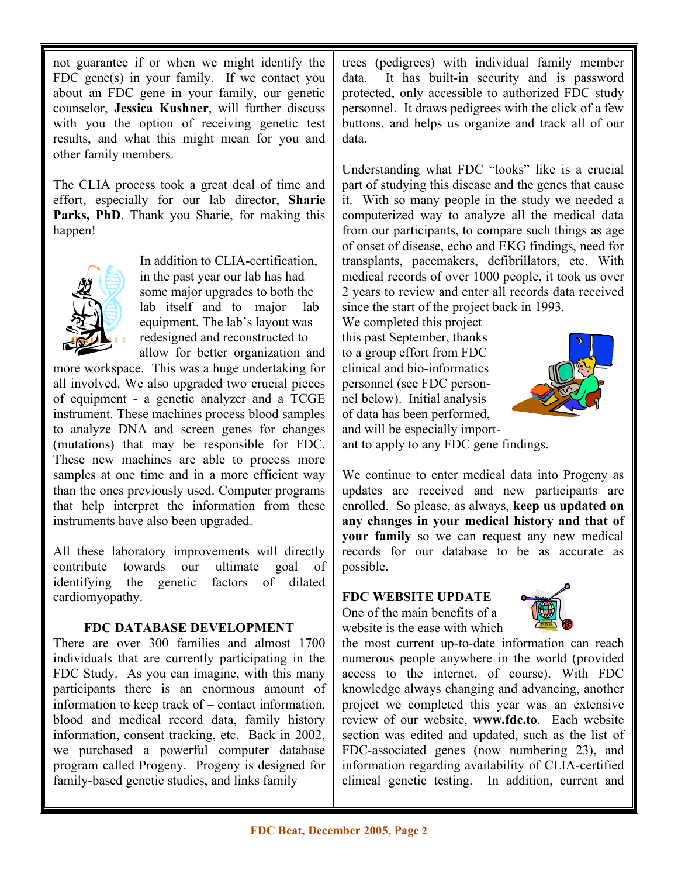not guarantee if or when we might identify the FDC gene(s) in your family. If we contact you about an FDC gene in your family, our genetic counselor, **Jessica Kushner**, will further discuss with you the option of receiving genetic test results, and what this might mean for you and other family members.

The CLIA process took a great deal of time and effort, especially for our lab director, **Sharie Parks, PhD**. Thank you Sharie, for making this happen!

In addition to CLIA-certification, in the past year our lab has had some major upgrades to both the lab itself and to major lab equipment. The lab's layout was redesigned and reconstructed to allow for better organization and more workspace. This was a huge undertaking for all involved. We also upgraded two crucial pieces of equipment - a genetic analyzer and a TCGE instrument. These machines process blood samples to analyze DNA and screen genes for changes (mutations) that may be responsible for FDC. These new machines are able to process more samples at one time and in a more efficient way than the ones previously used. Computer programs that help interpret the information from these instruments have also been upgraded.

All these laboratory improvements will directly contribute towards our ultimate goal of identifying the genetic factors of dilated cardiomyopathy.

### FDC DATABASE DEVELOPMENT

There are over 300 families and almost 1700 individuals that are currently participating in the FDC Study. As you can imagine, with this many participants there is an enormous amount of information to keep track of – contact information, blood and medical record data, family history information, consent tracking, etc. Back in 2002, we purchased a powerful computer database program called Progeny. Progeny is designed for family-based genetic studies, and links family trees (pedigrees) with individual family member data. It has built-in security and is password protected, only accessible to authorized FDC study personnel. It draws pedigrees with the click of a few buttons, and helps us organize and track all of our data.

Understanding what FDC "looks" like is a crucial part of studying this disease and the genes that cause it. With so many people in the study we needed a computerized way to analyze all the medical data from our participants, to compare such things as age of onset of disease, echo and EKG findings, need for transplants, pacemakers, defibrillators, etc. With medical records of over 1000 people, it took us over 2 years to review and enter all records data received since the start of the project back in 1993. We completed this project this past September, thanks to a group effort from FDC clinical and bio-informatics personnel (see FDC personnel below). Initial analysis of data has been performed, and will be especially important to apply to any FDC gene findings.

We continue to enter medical data into Progeny as updates are received and new participants are enrolled. So please, as always, **keep us updated on any changes in your medical history and that of your family** so we can request any new medical records for our database to be as accurate as possible.

### FDC WEBSITE UPDATE

One of the main benefits of a website is the ease with which the most current up-to-date information can reach numerous people anywhere in the world (provided access to the internet, of course). With FDC knowledge always changing and advancing, another project we completed this year was an extensive review of our website, **www.fdc.to**. Each website section was edited and updated, such as the list of FDC-associated genes (now numbering 23), and information regarding availability of CLIA-certified clinical genetic testing. In addition, current and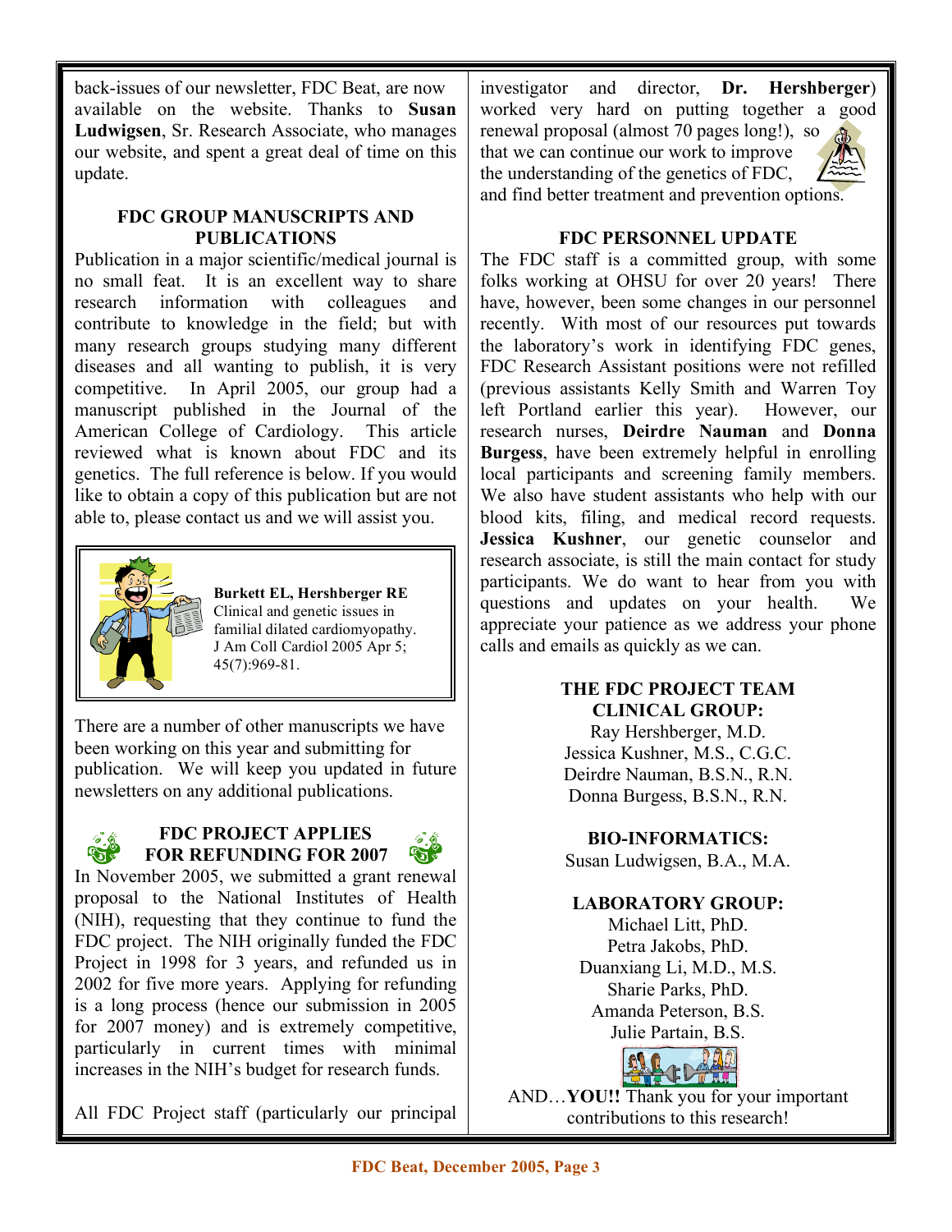back-issues of our newsletter, FDC Beat, are now available on the website. Thanks to **Susan Ludwigsen**, Sr. Research Associate, who manages our website, and spent a great deal of time on this update.

### FDC GROUP MANUSCRIPTS AND PUBLICATIONS

Publication in a major scientific/medical journal is no small feat. It is an excellent way to share research information with colleagues and contribute to knowledge in the field; but with many research groups studying many different diseases and all wanting to publish, it is very competitive. In April 2005, our group had a manuscript published in the Journal of the American College of Cardiology. This article reviewed what is known about FDC and its genetics. The full reference is below. If you would like to obtain a copy of this publication but are not able to, please contact us and we will assist you.

> **Burkett EL, Hershberger RE**
> Clinical and genetic issues in familial dilated cardiomyopathy.
> J Am Coll Cardiol 2005 Apr 5; 45(7):969-81.

There are a number of other manuscripts we have been working on this year and submitting for publication. We will keep you updated in future newsletters on any additional publications.

### FDC PROJECT APPLIES FOR REFUNDING FOR 2007

In November 2005, we submitted a grant renewal proposal to the National Institutes of Health (NIH), requesting that they continue to fund the FDC project. The NIH originally funded the FDC Project in 1998 for 3 years, and refunded us in 2002 for five more years. Applying for refunding is a long process (hence our submission in 2005 for 2007 money) and is extremely competitive, particularly in current times with minimal increases in the NIH's budget for research funds.

All FDC Project staff (particularly our principal investigator and director, **Dr. Hershberger**) worked very hard on putting together a good renewal proposal (almost 70 pages long!), so that we can continue our work to improve the understanding of the genetics of FDC, and find better treatment and prevention options.

### FDC PERSONNEL UPDATE

The FDC staff is a committed group, with some folks working at OHSU for over 20 years! There have, however, been some changes in our personnel recently. With most of our resources put towards the laboratory's work in identifying FDC genes, FDC Research Assistant positions were not refilled (previous assistants Kelly Smith and Warren Toy left Portland earlier this year). However, our research nurses, **Deirdre Nauman** and **Donna Burgess**, have been extremely helpful in enrolling local participants and screening family members. We also have student assistants who help with our blood kits, filing, and medical record requests. **Jessica Kushner**, our genetic counselor and research associate, is still the main contact for study participants. We do want to hear from you with questions and updates on your health. We appreciate your patience as we address your phone calls and emails as quickly as we can.

### THE FDC PROJECT TEAM

**CLINICAL GROUP:**

Ray Hershberger, M.D.
Jessica Kushner, M.S., C.G.C.
Deirdre Nauman, B.S.N., R.N.
Donna Burgess, B.S.N., R.N.

**BIO-INFORMATICS:**

Susan Ludwigsen, B.A., M.A.

**LABORATORY GROUP:**

Michael Litt, PhD.
Petra Jakobs, PhD.
Duanxiang Li, M.D., M.S.
Sharie Parks, PhD.
Amanda Peterson, B.S.
Julie Partain, B.S.

AND…**YOU!!** Thank you for your important contributions to this research!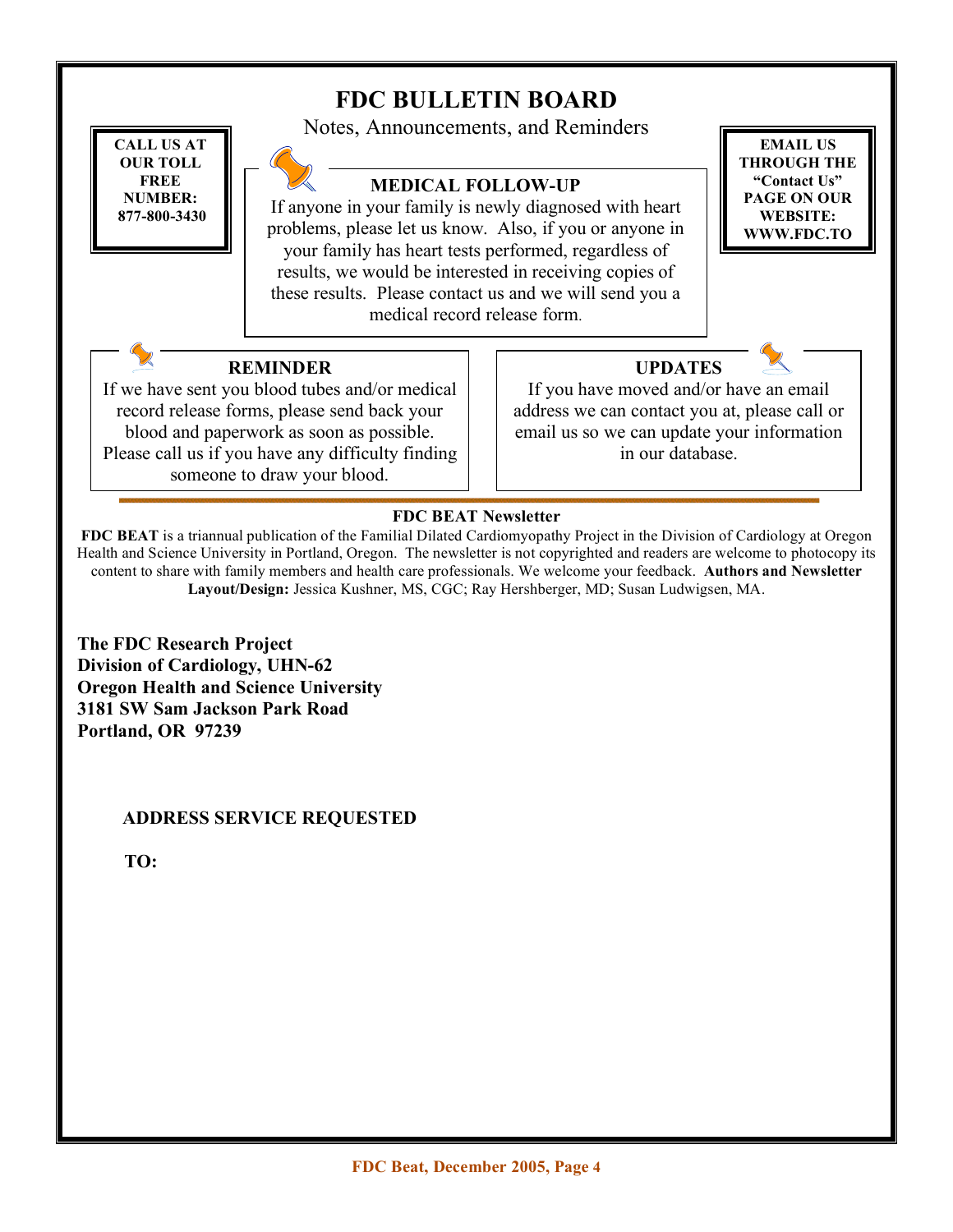# FDC BULLETIN BOARD

Notes, Announcements, and Reminders

**CALL US AT OUR TOLL FREE NUMBER: 877-800-3430**

**EMAIL US THROUGH THE "Contact Us" PAGE ON OUR WEBSITE: WWW.FDC.TO**

### MEDICAL FOLLOW-UP

If anyone in your family is newly diagnosed with heart problems, please let us know. Also, if you or anyone in your family has heart tests performed, regardless of results, we would be interested in receiving copies of these results. Please contact us and we will send you a medical record release form.

### REMINDER

If we have sent you blood tubes and/or medical record release forms, please send back your blood and paperwork as soon as possible. Please call us if you have any difficulty finding someone to draw your blood.

### UPDATES

If you have moved and/or have an email address we can contact you at, please call or email us so we can update your information in our database.

---

**FDC BEAT Newsletter**

**FDC BEAT** is a triannual publication of the Familial Dilated Cardiomyopathy Project in the Division of Cardiology at Oregon Health and Science University in Portland, Oregon. The newsletter is not copyrighted and readers are welcome to photocopy its content to share with family members and health care professionals. We welcome your feedback. **Authors and Newsletter Layout/Design:** Jessica Kushner, MS, CGC; Ray Hershberger, MD; Susan Ludwigsen, MA.

**The FDC Research Project**
**Division of Cardiology, UHN-62**
**Oregon Health and Science University**
**3181 SW Sam Jackson Park Road**
**Portland, OR 97239**

**ADDRESS SERVICE REQUESTED**

**TO:**